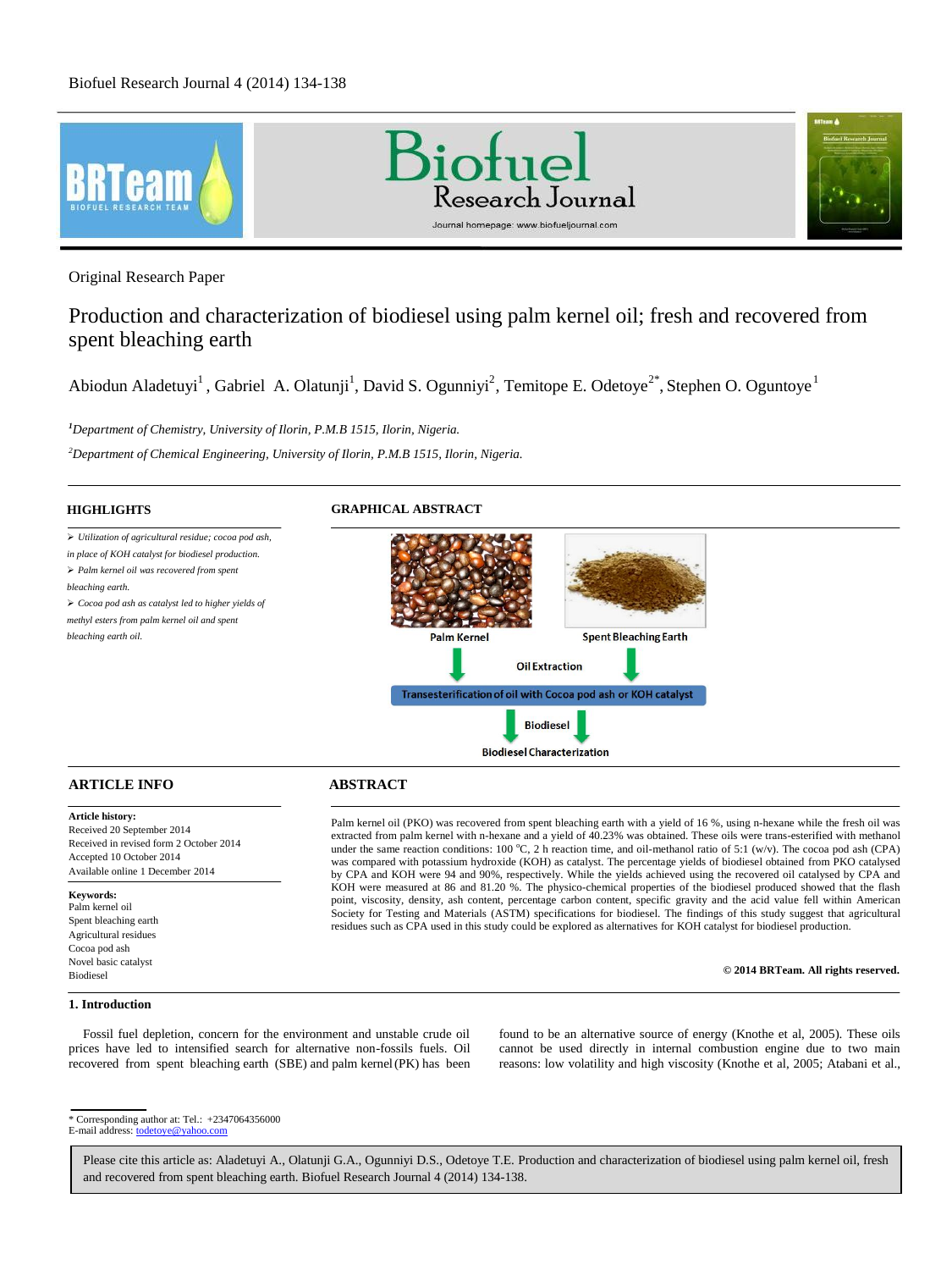Original Research Paper

# Production and characterization of biodiesel using palm kernel oil; fresh and recovered from spent bleaching earth

Abiodun Aladetuyi[1], Gabriel A. Olatunji[1], David S. Ogunniyi[2], Temitope E. Odetoye[2*], Stephen O. Oguntoye[1]

[1]*Department of Chemistry, University of Ilorin, P.M.B 1515, Ilorin, Nigeria.*

[2]*Department of Chemical Engineering, University of Ilorin, P.M.B 1515, Ilorin, Nigeria.*

## HIGHLIGHTS

- *Utilization of agricultural residue; cocoa pod ash, in place of KOH catalyst for biodiesel production.*
- *Palm kernel oil was recovered from spent bleaching earth.*
- *Cocoa pod ash as catalyst led to higher yields of methyl esters from palm kernel oil and spent bleaching earth oil.*

## GRAPHICAL ABSTRACT

Palm Kernel → Spent Bleaching Earth → Oil Extraction → Transesterification of oil with Cocoa pod ash or KOH catalyst → Biodiesel → Biodiesel Characterization

## ARTICLE INFO

**Article history:**
Received 20 September 2014
Received in revised form 2 October 2014
Accepted 10 October 2014
Available online 1 December 2014

**Keywords:**
Palm kernel oil
Spent bleaching earth
Agricultural residues
Cocoa pod ash
Novel basic catalyst
Biodiesel

## ABSTRACT

Palm kernel oil (PKO) was recovered from spent bleaching earth with a yield of 16 %, using n-hexane while the fresh oil was extracted from palm kernel with n-hexane and a yield of 40.23% was obtained. These oils were trans-esterified with methanol under the same reaction conditions: 100 °C, 2 h reaction time, and oil-methanol ratio of 5:1 (w/v). The cocoa pod ash (CPA) was compared with potassium hydroxide (KOH) as catalyst. The percentage yields of biodiesel obtained from PKO catalysed by CPA and KOH were 94 and 90%, respectively. While the yields achieved using the recovered oil catalysed by CPA and KOH were measured at 86 and 81.20 %. The physico-chemical properties of the biodiesel produced showed that the flash point, viscosity, density, ash content, percentage carbon content, specific gravity and the acid value fell within American Society for Testing and Materials (ASTM) specifications for biodiesel. The findings of this study suggest that agricultural residues such as CPA used in this study could be explored as alternatives for KOH catalyst for biodiesel production.

**© 2014 BRTeam. All rights reserved.**

## 1. Introduction

Fossil fuel depletion, concern for the environment and unstable crude oil prices have led to intensified search for alternative non-fossils fuels. Oil recovered from spent bleaching earth (SBE) and palm kernel (PK) has been found to be an alternative source of energy (Knothe et al, 2005). These oils cannot be used directly in internal combustion engine due to two main reasons: low volatility and high viscosity (Knothe et al, 2005; Atabani et al.,

\* Corresponding author at: Tel.: +2347064356000
E-mail address: todetoye@yahoo.com

Please cite this article as: Aladetuyi A., Olatunji G.A., Ogunniyi D.S., Odetoye T.E. Production and characterization of biodiesel using palm kernel oil, fresh and recovered from spent bleaching earth. Biofuel Research Journal 4 (2014) 134-138.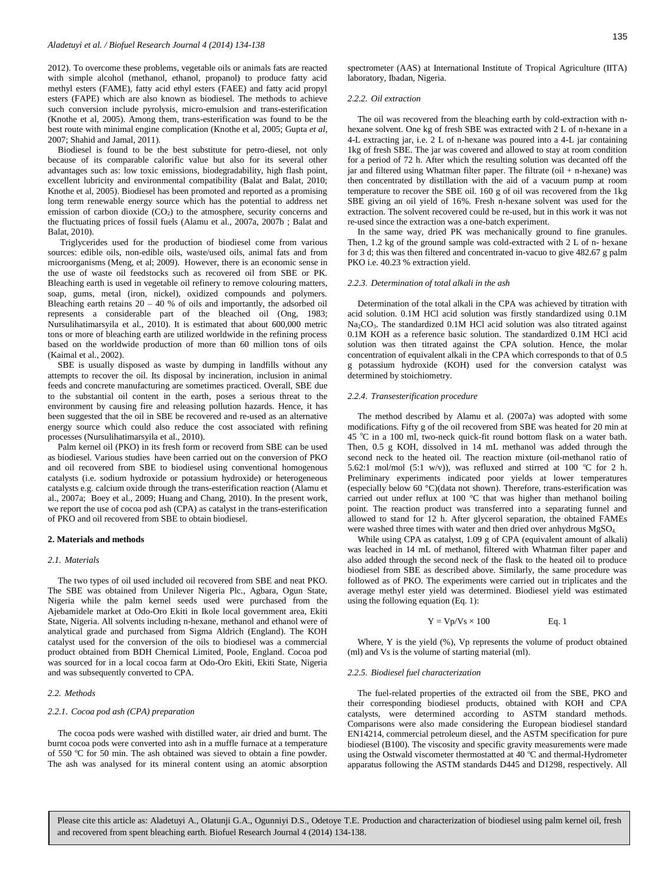2012). To overcome these problems, vegetable oils or animals fats are reacted with simple alcohol (methanol, ethanol, propanol) to produce fatty acid methyl esters (FAME), fatty acid ethyl esters (FAEE) and fatty acid propyl esters (FAPE) which are also known as biodiesel. The methods to achieve such conversion include pyrolysis, micro-emulsion and trans-esterification (Knothe et al, 2005). Among them, trans-esterification was found to be the best route with minimal engine complication (Knothe et al, 2005; Gupta *et al*, 2007; Shahid and Jamal, 2011).

Biodiesel is found to be the best substitute for petro-diesel, not only because of its comparable calorific value but also for its several other advantages such as: low toxic emissions, biodegradability, high flash point, excellent lubricity and environmental compatibility (Balat and Balat, 2010; Knothe et al, 2005). Biodiesel has been promoted and reported as a promising long term renewable energy source which has the potential to address net emission of carbon dioxide ($CO_2$) to the atmosphere, security concerns and the fluctuating prices of fossil fuels (Alamu et al., 2007a, 2007b ; Balat and Balat, 2010).

Triglycerides used for the production of biodiesel come from various sources: edible oils, non-edible oils, waste/used oils, animal fats and from microorganisms (Meng, et al; 2009). However, there is an economic sense in the use of waste oil feedstocks such as recovered oil from SBE or PK. Bleaching earth is used in vegetable oil refinery to remove colouring matters, soap, gums, metal (iron, nickel), oxidized compounds and polymers. Bleaching earth retains 20 – 40 % of oils and importantly, the adsorbed oil represents a considerable part of the bleached oil (Ong, 1983; Nursulihatimarsyila et al., 2010). It is estimated that about 600,000 metric tons or more of bleaching earth are utilized worldwide in the refining process based on the worldwide production of more than 60 million tons of oils (Kaimal et al., 2002).

SBE is usually disposed as waste by dumping in landfills without any attempts to recover the oil. Its disposal by incineration, inclusion in animal feeds and concrete manufacturing are sometimes practiced. Overall, SBE due to the substantial oil content in the earth, poses a serious threat to the environment by causing fire and releasing pollution hazards. Hence, it has been suggested that the oil in SBE be recovered and re-used as an alternative energy source which could also reduce the cost associated with refining processes (Nursulihatimarsyila et al., 2010).

Palm kernel oil (PKO) in its fresh form or recoverd from SBE can be used as biodiesel. Various studies have been carried out on the conversion of PKO and oil recovered from SBE to biodiesel using conventional homogenous catalysts (i.e. sodium hydroxide or potassium hydroxide) or heterogeneous catalysts e.g. calcium oxide through the trans-esterification reaction (Alamu et al., 2007a; Boey et al., 2009; Huang and Chang, 2010). In the present work, we report the use of cocoa pod ash (CPA) as catalyst in the trans-esterification of PKO and oil recovered from SBE to obtain biodiesel.

## 2. Materials and methods

### *2.1. Materials*

The two types of oil used included oil recovered from SBE and neat PKO. The SBE was obtained from Unilever Nigeria Plc., Agbara, Ogun State, Nigeria while the palm kernel seeds used were purchased from the Ajebamidele market at Odo-Oro Ekiti in Ikole local government area, Ekiti State, Nigeria. All solvents including n-hexane, methanol and ethanol were of analytical grade and purchased from Sigma Aldrich (England). The KOH catalyst used for the conversion of the oils to biodiesel was a commercial product obtained from BDH Chemical Limited, Poole, England. Cocoa pod was sourced for in a local cocoa farm at Odo-Oro Ekiti, Ekiti State, Nigeria and was subsequently converted to CPA.

### *2.2. Methods*

#### *2.2.1. Cocoa pod ash (CPA) preparation*

The cocoa pods were washed with distilled water, air dried and burnt. The burnt cocoa pods were converted into ash in a muffle furnace at a temperature of 550 °C for 50 min. The ash obtained was sieved to obtain a fine powder. The ash was analysed for its mineral content using an atomic absorption spectrometer (AAS) at International Institute of Tropical Agriculture (IITA) laboratory, Ibadan, Nigeria.

#### *2.2.2. Oil extraction*

The oil was recovered from the bleaching earth by cold-extraction with n-hexane solvent. One kg of fresh SBE was extracted with 2 L of n-hexane in a 4-L extracting jar, i.e. 2 L of n-hexane was poured into a 4-L jar containing 1kg of fresh SBE. The jar was covered and allowed to stay at room condition for a period of 72 h. After which the resulting solution was decanted off the jar and filtered using Whatman filter paper. The filtrate (oil + n-hexane) was then concentrated by distillation with the aid of a vacuum pump at room temperature to recover the SBE oil. 160 g of oil was recovered from the 1kg SBE giving an oil yield of 16%. Fresh n-hexane solvent was used for the extraction. The solvent recovered could be re-used, but in this work it was not re-used since the extraction was a one-batch experiment.

In the same way, dried PK was mechanically ground to fine granules. Then, 1.2 kg of the ground sample was cold-extracted with 2 L of n- hexane for 3 d; this was then filtered and concentrated in-vacuo to give 482.67 g palm PKO i.e. 40.23 % extraction yield.

#### *2.2.3. Determination of total alkali in the ash*

Determination of the total alkali in the CPA was achieved by titration with acid solution. 0.1M HCl acid solution was firstly standardized using 0.1M $Na_2CO_3$. The standardized 0.1M HCl acid solution was also titrated against 0.1M KOH as a reference basic solution. The standardized 0.1M HCl acid solution was then titrated against the CPA solution. Hence, the molar concentration of equivalent alkali in the CPA which corresponds to that of 0.5 g potassium hydroxide (KOH) used for the conversion catalyst was determined by stoichiometry.

#### *2.2.4. Transesterification procedure*

The method described by Alamu et al. (2007a) was adopted with some modifications. Fifty g of the oil recovered from SBE was heated for 20 min at 45 °C in a 100 ml, two-neck quick-fit round bottom flask on a water bath. Then, 0.5 g KOH, dissolved in 14 mL methanol was added through the second neck to the heated oil. The reaction mixture (oil-methanol ratio of 5.62:1 mol/mol (5:1 w/v)), was refluxed and stirred at 100 °C for 2 h. Preliminary experiments indicated poor yields at lower temperatures (especially below 60 °C)(data not shown). Therefore, trans-esterification was carried out under reflux at 100 °C that was higher than methanol boiling point. The reaction product was transferred into a separating funnel and allowed to stand for 12 h. After glycerol separation, the obtained FAMEs were washed three times with water and then dried over anhydrous $MgSO_4$.

While using CPA as catalyst, 1.09 g of CPA (equivalent amount of alkali) was leached in 14 mL of methanol, filtered with Whatman filter paper and also added through the second neck of the flask to the heated oil to produce biodiesel from SBE as described above. Similarly, the same procedure was followed as of PKO. The experiments were carried out in triplicates and the average methyl ester yield was determined. Biodiesel yield was estimated using the following equation (Eq. 1):

$$Y = Vp/Vs \times 100 \qquad \text{Eq. 1}$$

Where, Y is the yield (%), Vp represents the volume of product obtained (ml) and Vs is the volume of starting material (ml).

#### *2.2.5. Biodiesel fuel characterization*

The fuel-related properties of the extracted oil from the SBE, PKO and their corresponding biodiesel products, obtained with KOH and CPA catalysts, were determined according to ASTM standard methods. Comparisons were also made considering the European biodiesel standard EN14214, commercial petroleum diesel, and the ASTM specification for pure biodiesel (B100). The viscosity and specific gravity measurements were made using the Ostwald viscometer thermostatted at 40 °C and thermal-Hydrometer apparatus following the ASTM standards D445 and D1298, respectively. All

Please cite this article as: Aladetuyi A., Olatunji G.A., Ogunniyi D.S., Odetoye T.E. Production and characterization of biodiesel using palm kernel oil, fresh and recovered from spent bleaching earth. Biofuel Research Journal 4 (2014) 134-138.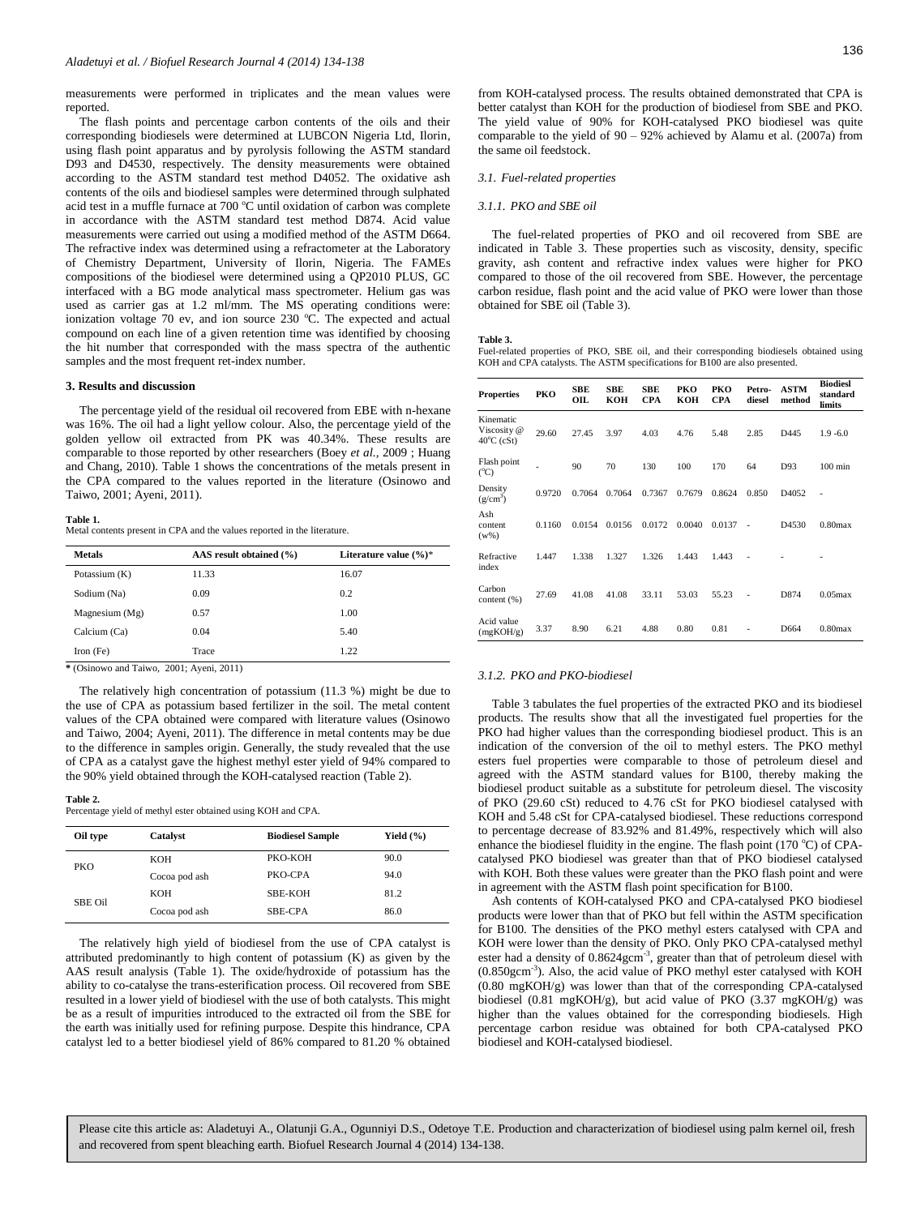measurements were performed in triplicates and the mean values were reported.

The flash points and percentage carbon contents of the oils and their corresponding biodiesels were determined at LUBCON Nigeria Ltd, Ilorin, using flash point apparatus and by pyrolysis following the ASTM standard D93 and D4530, respectively. The density measurements were obtained according to the ASTM standard test method D4052. The oxidative ash contents of the oils and biodiesel samples were determined through sulphated acid test in a muffle furnace at 700 ºC until oxidation of carbon was complete in accordance with the ASTM standard test method D874. Acid value measurements were carried out using a modified method of the ASTM D664. The refractive index was determined using a refractometer at the Laboratory of Chemistry Department, University of Ilorin, Nigeria. The FAMEs compositions of the biodiesel were determined using a QP2010 PLUS, GC interfaced with a BG mode analytical mass spectrometer. Helium gas was used as carrier gas at 1.2 ml/mm. The MS operating conditions were: ionization voltage 70 ev, and ion source 230 ºC. The expected and actual compound on each line of a given retention time was identified by choosing the hit number that corresponded with the mass spectra of the authentic samples and the most frequent ret-index number.

## 3. Results and discussion

The percentage yield of the residual oil recovered from EBE with n-hexane was 16%. The oil had a light yellow colour. Also, the percentage yield of the golden yellow oil extracted from PK was 40.34%. These results are comparable to those reported by other researchers (Boey *et al.*, 2009 ; Huang and Chang, 2010). Table 1 shows the concentrations of the metals present in the CPA compared to the values reported in the literature (Osinowo and Taiwo, 2001; Ayeni, 2011).

**Table 1.**
Metal contents present in CPA and the values reported in the literature.

| Metals | AAS result obtained (%) | Literature value (%)* |
|---|---|---|
| Potassium (K) | 11.33 | 16.07 |
| Sodium (Na) | 0.09 | 0.2 |
| Magnesium (Mg) | 0.57 | 1.00 |
| Calcium (Ca) | 0.04 | 5.40 |
| Iron (Fe) | Trace | 1.22 |

**\*** (Osinowo and Taiwo, 2001; Ayeni, 2011)

The relatively high concentration of potassium (11.3 %) might be due to the use of CPA as potassium based fertilizer in the soil. The metal content values of the CPA obtained were compared with literature values (Osinowo and Taiwo, 2004; Ayeni, 2011). The difference in metal contents may be due to the difference in samples origin. Generally, the study revealed that the use of CPA as a catalyst gave the highest methyl ester yield of 94% compared to the 90% yield obtained through the KOH-catalysed reaction (Table 2).

**Table 2.**
Percentage yield of methyl ester obtained using KOH and CPA.

| Oil type | Catalyst | Biodiesel Sample | Yield (%) |
|---|---|---|---|
| PKO | KOH | PKO-KOH | 90.0 |
| | Cocoa pod ash | PKO-CPA | 94.0 |
| SBE Oil | KOH | SBE-KOH | 81.2 |
| | Cocoa pod ash | SBE-CPA | 86.0 |

The relatively high yield of biodiesel from the use of CPA catalyst is attributed predominantly to high content of potassium (K) as given by the AAS result analysis (Table 1). The oxide/hydroxide of potassium has the ability to co-catalyse the trans-esterification process. Oil recovered from SBE resulted in a lower yield of biodiesel with the use of both catalysts. This might be as a result of impurities introduced to the extracted oil from the SBE for the earth was initially used for refining purpose. Despite this hindrance, CPA catalyst led to a better biodiesel yield of 86% compared to 81.20 % obtained from KOH-catalysed process. The results obtained demonstrated that CPA is better catalyst than KOH for the production of biodiesel from SBE and PKO. The yield value of 90% for KOH-catalysed PKO biodiesel was quite comparable to the yield of 90 – 92% achieved by Alamu et al. (2007a) from the same oil feedstock.

### 3.1. Fuel-related properties

#### 3.1.1. PKO and SBE oil

The fuel-related properties of PKO and oil recovered from SBE are indicated in Table 3. These properties such as viscosity, density, specific gravity, ash content and refractive index values were higher for PKO compared to those of the oil recovered from SBE. However, the percentage carbon residue, flash point and the acid value of PKO were lower than those obtained for SBE oil (Table 3).

**Table 3.**
Fuel-related properties of PKO, SBE oil, and their corresponding biodiesels obtained using KOH and CPA catalysts. The ASTM specifications for B100 are also presented.

| Properties | PKO | SBE OIL | SBE KOH | SBE CPA | PKO KOH | PKO CPA | Petro-diesel | ASTM method | Biodiesl standard limits |
|---|---|---|---|---|---|---|---|---|---|
| Kinematic Viscosity @ 40ºC (cSt) | 29.60 | 27.45 | 3.97 | 4.03 | 4.76 | 5.48 | 2.85 | D445 | 1.9 -6.0 |
| Flash point (ºC) | - | 90 | 70 | 130 | 100 | 170 | 64 | D93 | 100 min |
| Density (g/cm$^3$) | 0.9720 | 0.7064 | 0.7064 | 0.7367 | 0.7679 | 0.8624 | 0.850 | D4052 | - |
| Ash content (w%) | 0.1160 | 0.0154 | 0.0156 | 0.0172 | 0.0040 | 0.0137 | - | D4530 | 0.80max |
| Refractive index | 1.447 | 1.338 | 1.327 | 1.326 | 1.443 | 1.443 | - | - | - |
| Carbon content (%) | 27.69 | 41.08 | 41.08 | 33.11 | 53.03 | 55.23 | - | D874 | 0.05max |
| Acid value (mgKOH/g) | 3.37 | 8.90 | 6.21 | 4.88 | 0.80 | 0.81 | - | D664 | 0.80max |

#### 3.1.2. PKO and PKO-biodiesel

Table 3 tabulates the fuel properties of the extracted PKO and its biodiesel products. The results show that all the investigated fuel properties for the PKO had higher values than the corresponding biodiesel product. This is an indication of the conversion of the oil to methyl esters. The PKO methyl esters fuel properties were comparable to those of petroleum diesel and agreed with the ASTM standard values for B100, thereby making the biodiesel product suitable as a substitute for petroleum diesel. The viscosity of PKO (29.60 cSt) reduced to 4.76 cSt for PKO biodiesel catalysed with KOH and 5.48 cSt for CPA-catalysed biodiesel. These reductions correspond to percentage decrease of 83.92% and 81.49%, respectively which will also enhance the biodiesel fluidity in the engine. The flash point (170 ºC) of CPA-catalysed PKO biodiesel was greater than that of PKO biodiesel catalysed with KOH. Both these values were greater than the PKO flash point and were in agreement with the ASTM flash point specification for B100.

Ash contents of KOH-catalysed PKO and CPA-catalysed PKO biodiesel products were lower than that of PKO but fell within the ASTM specification for B100. The densities of the PKO methyl esters catalysed with CPA and KOH were lower than the density of PKO. Only PKO CPA-catalysed methyl ester had a density of 0.8624gcm$^{-3}$, greater than that of petroleum diesel with (0.850gcm$^{-3}$). Also, the acid value of PKO methyl ester catalysed with KOH (0.80 mgKOH/g) was lower than that of the corresponding CPA-catalysed biodiesel (0.81 mgKOH/g), but acid value of PKO (3.37 mgKOH/g) was higher than the values obtained for the corresponding biodiesels. High percentage carbon residue was obtained for both CPA-catalysed PKO biodiesel and KOH-catalysed biodiesel.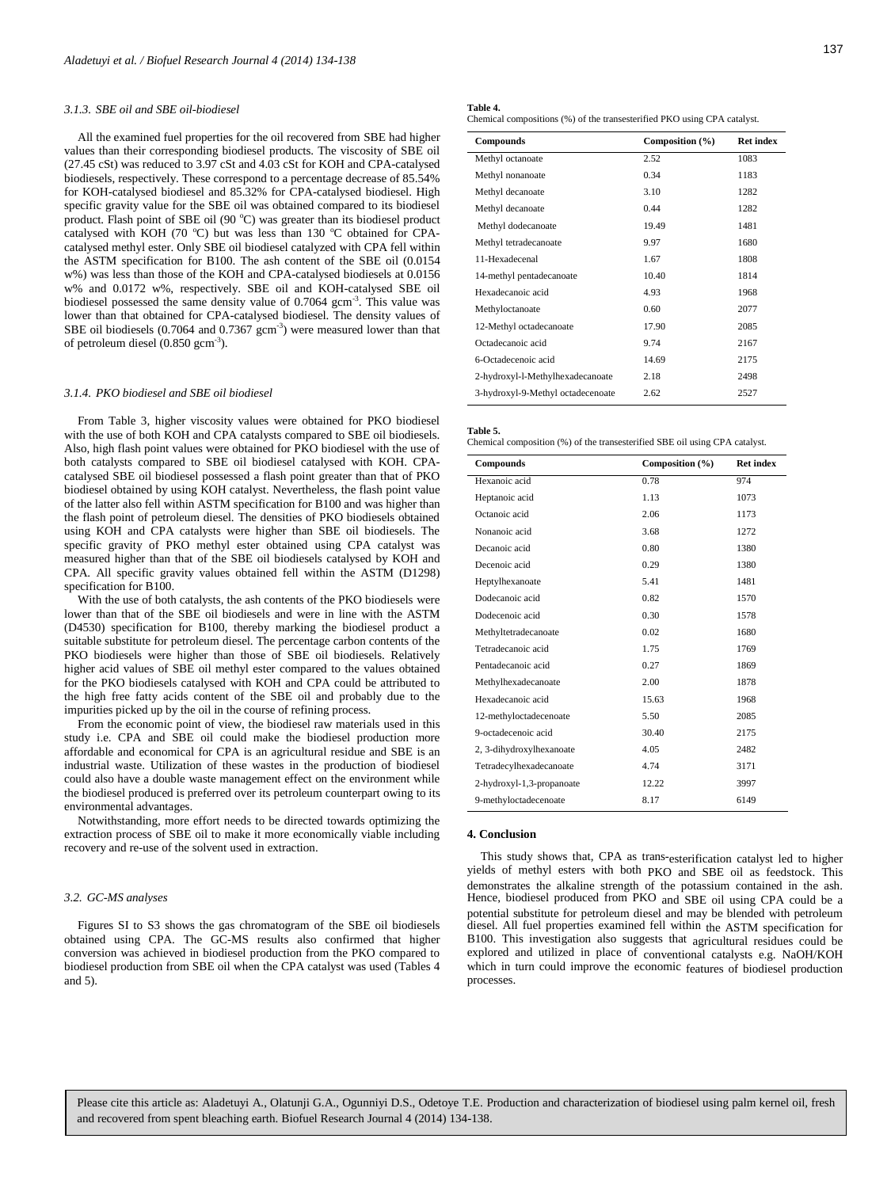### 3.1.3. SBE oil and SBE oil-biodiesel

All the examined fuel properties for the oil recovered from SBE had higher values than their corresponding biodiesel products. The viscosity of SBE oil (27.45 cSt) was reduced to 3.97 cSt and 4.03 cSt for KOH and CPA-catalysed biodiesels, respectively. These correspond to a percentage decrease of 85.54% for KOH-catalysed biodiesel and 85.32% for CPA-catalysed biodiesel. High specific gravity value for the SBE oil was obtained compared to its biodiesel product. Flash point of SBE oil (90 °C) was greater than its biodiesel product catalysed with KOH (70 °C) but was less than 130 °C obtained for CPA-catalysed methyl ester. Only SBE oil biodiesel catalyzed with CPA fell within the ASTM specification for B100. The ash content of the SBE oil (0.0154 w%) was less than those of the KOH and CPA-catalysed biodiesels at 0.0156 w% and 0.0172 w%, respectively. SBE oil and KOH-catalysed SBE oil biodiesel possessed the same density value of 0.7064 gcm$^{-3}$. This value was lower than that obtained for CPA-catalysed biodiesel. The density values of SBE oil biodiesels (0.7064 and 0.7367 gcm$^{-3}$) were measured lower than that of petroleum diesel (0.850 gcm$^{-3}$).

### 3.1.4. PKO biodiesel and SBE oil biodiesel

From Table 3, higher viscosity values were obtained for PKO biodiesel with the use of both KOH and CPA catalysts compared to SBE oil biodiesels. Also, high flash point values were obtained for PKO biodiesel with the use of both catalysts compared to SBE oil biodiesel catalysed with KOH. CPA-catalysed SBE oil biodiesel possessed a flash point greater than that of PKO biodiesel obtained by using KOH catalyst. Nevertheless, the flash point value of the latter also fell within ASTM specification for B100 and was higher than the flash point of petroleum diesel. The densities of PKO biodiesels obtained using KOH and CPA catalysts were higher than SBE oil biodiesels. The specific gravity of PKO methyl ester obtained using CPA catalyst was measured higher than that of the SBE oil biodiesels catalysed by KOH and CPA. All specific gravity values obtained fell within the ASTM (D1298) specification for B100.

With the use of both catalysts, the ash contents of the PKO biodiesels were lower than that of the SBE oil biodiesels and were in line with the ASTM (D4530) specification for B100, thereby marking the biodiesel product a suitable substitute for petroleum diesel. The percentage carbon contents of the PKO biodiesels were higher than those of SBE oil biodiesels. Relatively higher acid values of SBE oil methyl ester compared to the values obtained for the PKO biodiesels catalysed with KOH and CPA could be attributed to the high free fatty acids content of the SBE oil and probably due to the impurities picked up by the oil in the course of refining process.

From the economic point of view, the biodiesel raw materials used in this study i.e. CPA and SBE oil could make the biodiesel production more affordable and economical for CPA is an agricultural residue and SBE is an industrial waste. Utilization of these wastes in the production of biodiesel could also have a double waste management effect on the environment while the biodiesel produced is preferred over its petroleum counterpart owing to its environmental advantages.

Notwithstanding, more effort needs to be directed towards optimizing the extraction process of SBE oil to make it more economically viable including recovery and re-use of the solvent used in extraction.

### 3.2. GC-MS analyses

Figures SI to S3 shows the gas chromatogram of the SBE oil biodiesels obtained using CPA. The GC-MS results also confirmed that higher conversion was achieved in biodiesel production from the PKO compared to biodiesel production from SBE oil when the CPA catalyst was used (Tables 4 and 5).

**Table 4.**
Chemical compositions (%) of the transesterified PKO using CPA catalyst.

| Compounds | Composition (%) | Ret index |
|---|---|---|
| Methyl octanoate | 2.52 | 1083 |
| Methyl nonanoate | 0.34 | 1183 |
| Methyl decanoate | 3.10 | 1282 |
| Methyl decanoate | 0.44 | 1282 |
| Methyl dodecanoate | 19.49 | 1481 |
| Methyl tetradecanoate | 9.97 | 1680 |
| 11-Hexadecenal | 1.67 | 1808 |
| 14-methyl pentadecanoate | 10.40 | 1814 |
| Hexadecanoic acid | 4.93 | 1968 |
| Methyloctanoate | 0.60 | 2077 |
| 12-Methyl octadecanoate | 17.90 | 2085 |
| Octadecanoic acid | 9.74 | 2167 |
| 6-Octadecenoic acid | 14.69 | 2175 |
| 2-hydroxyl-l-Methylhexadecanoate | 2.18 | 2498 |
| 3-hydroxyl-9-Methyl octadecenoate | 2.62 | 2527 |

**Table 5.**
Chemical composition (%) of the transesterified SBE oil using CPA catalyst.

| Compounds | Composition (%) | Ret index |
|---|---|---|
| Hexanoic acid | 0.78 | 974 |
| Heptanoic acid | 1.13 | 1073 |
| Octanoic acid | 2.06 | 1173 |
| Nonanoic acid | 3.68 | 1272 |
| Decanoic acid | 0.80 | 1380 |
| Decenoic acid | 0.29 | 1380 |
| Heptylhexanoate | 5.41 | 1481 |
| Dodecanoic acid | 0.82 | 1570 |
| Dodecenoic acid | 0.30 | 1578 |
| Methyltetradecanoate | 0.02 | 1680 |
| Tetradecanoic acid | 1.75 | 1769 |
| Pentadecanoic acid | 0.27 | 1869 |
| Methylhexadecanoate | 2.00 | 1878 |
| Hexadecanoic acid | 15.63 | 1968 |
| 12-methyloctadecenoate | 5.50 | 2085 |
| 9-octadecenoic acid | 30.40 | 2175 |
| 2, 3-dihydroxylhexanoate | 4.05 | 2482 |
| Tetradecylhexadecanoate | 4.74 | 3171 |
| 2-hydroxyl-1,3-propanoate | 12.22 | 3997 |
| 9-methyloctadecenoate | 8.17 | 6149 |

## 4. Conclusion

This study shows that, CPA as trans-esterification catalyst led to higher yields of methyl esters with both PKO and SBE oil as feedstock. This demonstrates the alkaline strength of the potassium contained in the ash. Hence, biodiesel produced from PKO and SBE oil using CPA could be a potential substitute for petroleum diesel and may be blended with petroleum diesel. All fuel properties examined fell within the ASTM specification for B100. This investigation also suggests that agricultural residues could be explored and utilized in place of conventional catalysts e.g. NaOH/KOH which in turn could improve the economic features of biodiesel production processes.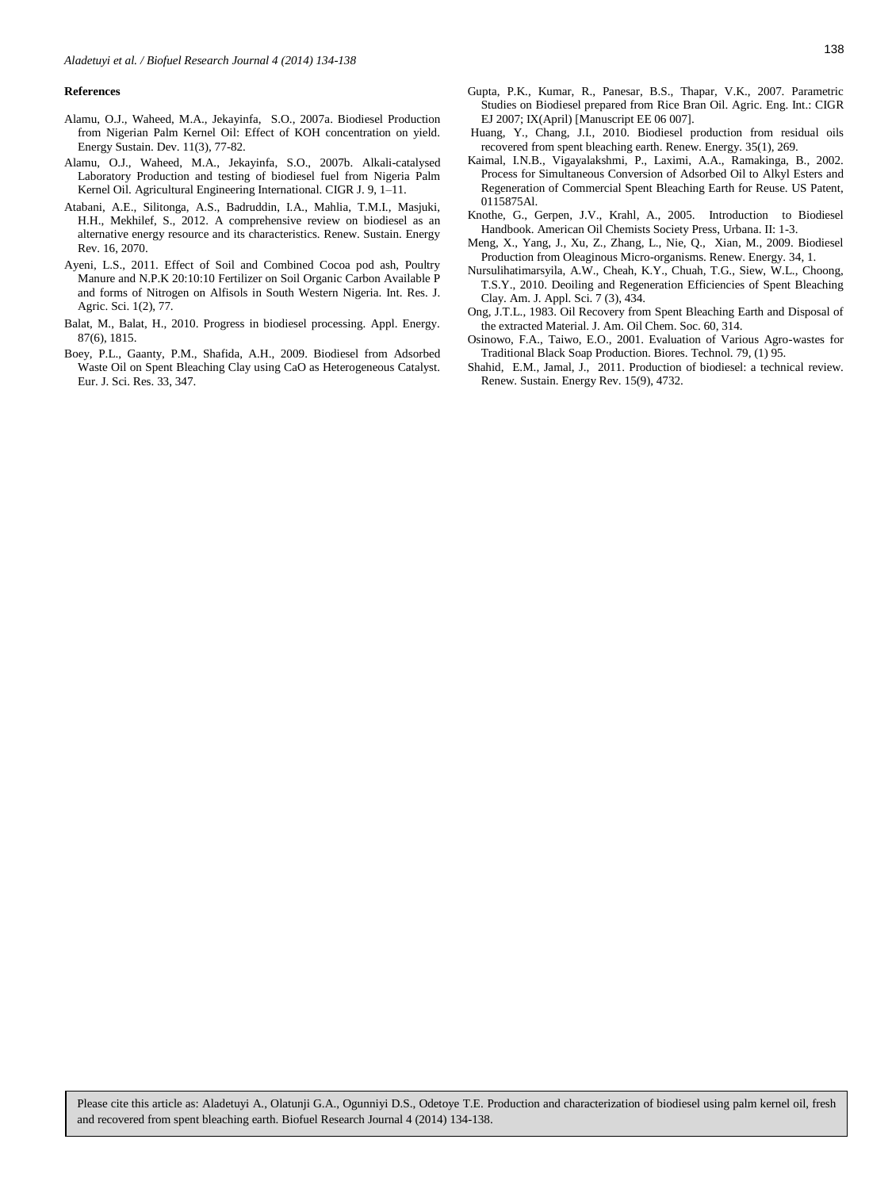**References**

Alamu, O.J., Waheed, M.A., Jekayinfa, S.O., 2007a. Biodiesel Production from Nigerian Palm Kernel Oil: Effect of KOH concentration on yield. Energy Sustain. Dev. 11(3), 77-82.

Alamu, O.J., Waheed, M.A., Jekayinfa, S.O., 2007b. Alkali-catalysed Laboratory Production and testing of biodiesel fuel from Nigeria Palm Kernel Oil. Agricultural Engineering International. CIGR J. 9, 1–11.

Atabani, A.E., Silitonga, A.S., Badruddin, I.A., Mahlia, T.M.I., Masjuki, H.H., Mekhilef, S., 2012. A comprehensive review on biodiesel as an alternative energy resource and its characteristics. Renew. Sustain. Energy Rev. 16, 2070.

Ayeni, L.S., 2011. Effect of Soil and Combined Cocoa pod ash, Poultry Manure and N.P.K 20:10:10 Fertilizer on Soil Organic Carbon Available P and forms of Nitrogen on Alfisols in South Western Nigeria. Int. Res. J. Agric. Sci. 1(2), 77.

Balat, M., Balat, H., 2010. Progress in biodiesel processing. Appl. Energy. 87(6), 1815.

Boey, P.L., Gaanty, P.M., Shafida, A.H., 2009. Biodiesel from Adsorbed Waste Oil on Spent Bleaching Clay using CaO as Heterogeneous Catalyst. Eur. J. Sci. Res. 33, 347.

Gupta, P.K., Kumar, R., Panesar, B.S., Thapar, V.K., 2007. Parametric Studies on Biodiesel prepared from Rice Bran Oil. Agric. Eng. Int.: CIGR EJ 2007; IX(April) [Manuscript EE 06 007].

Huang, Y., Chang, J.I., 2010. Biodiesel production from residual oils recovered from spent bleaching earth. Renew. Energy. 35(1), 269.

Kaimal, I.N.B., Vigayalakshmi, P., Laximi, A.A., Ramakinga, B., 2002. Process for Simultaneous Conversion of Adsorbed Oil to Alkyl Esters and Regeneration of Commercial Spent Bleaching Earth for Reuse. US Patent, 0115875Al.

Knothe, G., Gerpen, J.V., Krahl, A., 2005. Introduction to Biodiesel Handbook. American Oil Chemists Society Press, Urbana. II: 1-3.

Meng, X., Yang, J., Xu, Z., Zhang, L., Nie, Q., Xian, M., 2009. Biodiesel Production from Oleaginous Micro-organisms. Renew. Energy. 34, 1.

Nursulihatimarsyila, A.W., Cheah, K.Y., Chuah, T.G., Siew, W.L., Choong, T.S.Y., 2010. Deoiling and Regeneration Efficiencies of Spent Bleaching Clay. Am. J. Appl. Sci. 7 (3), 434.

Ong, J.T.L., 1983. Oil Recovery from Spent Bleaching Earth and Disposal of the extracted Material. J. Am. Oil Chem. Soc. 60, 314.

Osinowo, F.A., Taiwo, E.O., 2001. Evaluation of Various Agro-wastes for Traditional Black Soap Production. Biores. Technol. 79, (1) 95.

Shahid, E.M., Jamal, J., 2011. Production of biodiesel: a technical review. Renew. Sustain. Energy Rev. 15(9), 4732.

Please cite this article as: Aladetuyi A., Olatunji G.A., Ogunniyi D.S., Odetoye T.E. Production and characterization of biodiesel using palm kernel oil, fresh and recovered from spent bleaching earth. Biofuel Research Journal 4 (2014) 134-138.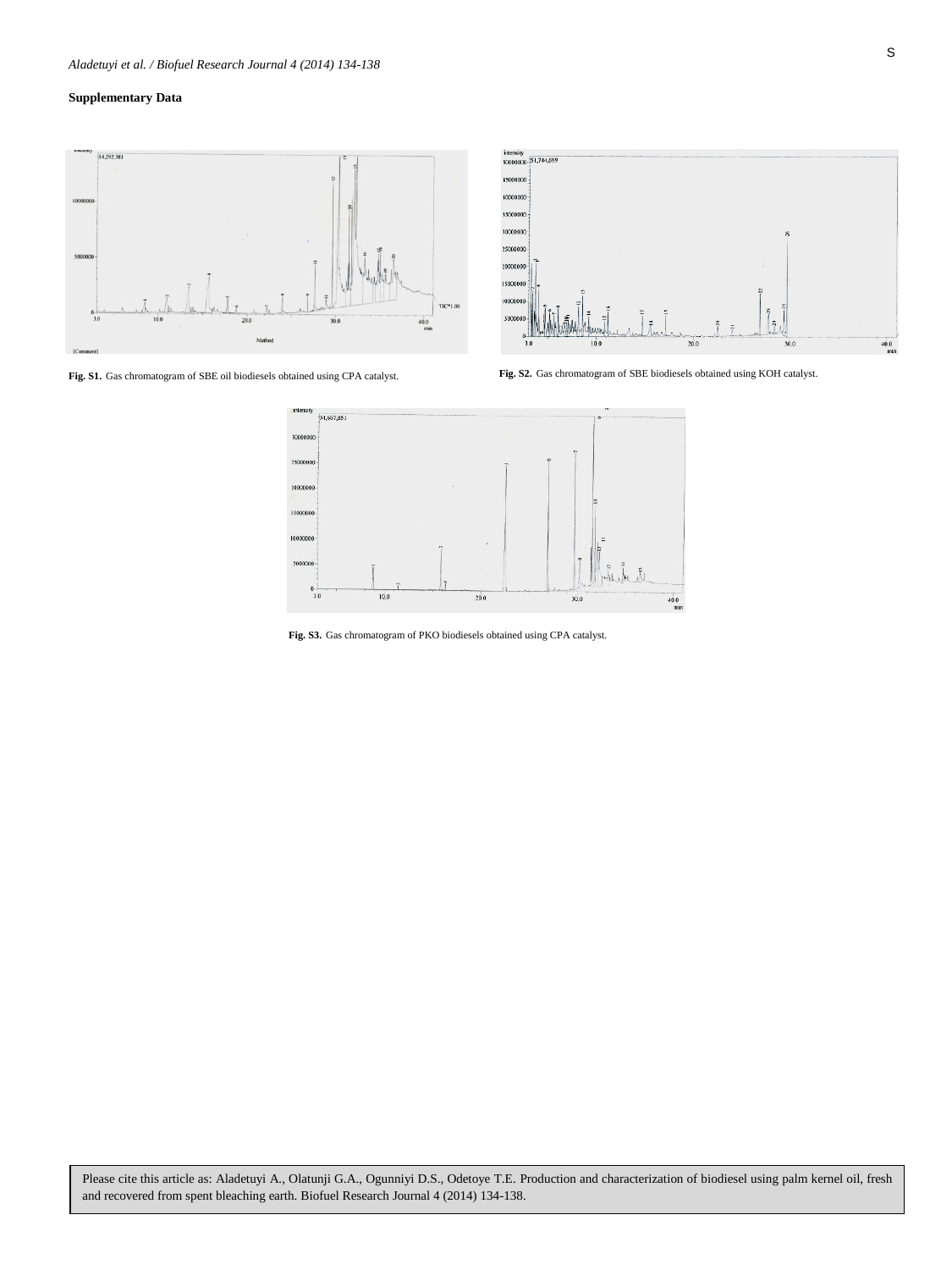## Supplementary Data

14,292,381

10000000

5000000

3.0 10.0 20.0 30.0 40.0 min

TIC*1.00

Method

[Comment]

Fig. S1. Gas chromatogram of SBE oil biodiesels obtained using CPA catalyst.

Intensity

51,744,699

3.0 10.0 20.0 30.0 40.0 min

Fig. S2. Gas chromatogram of SBE biodiesels obtained using KOH catalyst.

Intensity

54,667,851

5000000

3.0 10.0 20.0 30.0 40.0 min

Fig. S3. Gas chromatogram of PKO biodiesels obtained using CPA catalyst.

Please cite this article as: Aladetuyi A., Olatunji G.A., Ogunniyi D.S., Odetoye T.E. Production and characterization of biodiesel using palm kernel oil, fresh and recovered from spent bleaching earth. Biofuel Research Journal 4 (2014) 134-138.